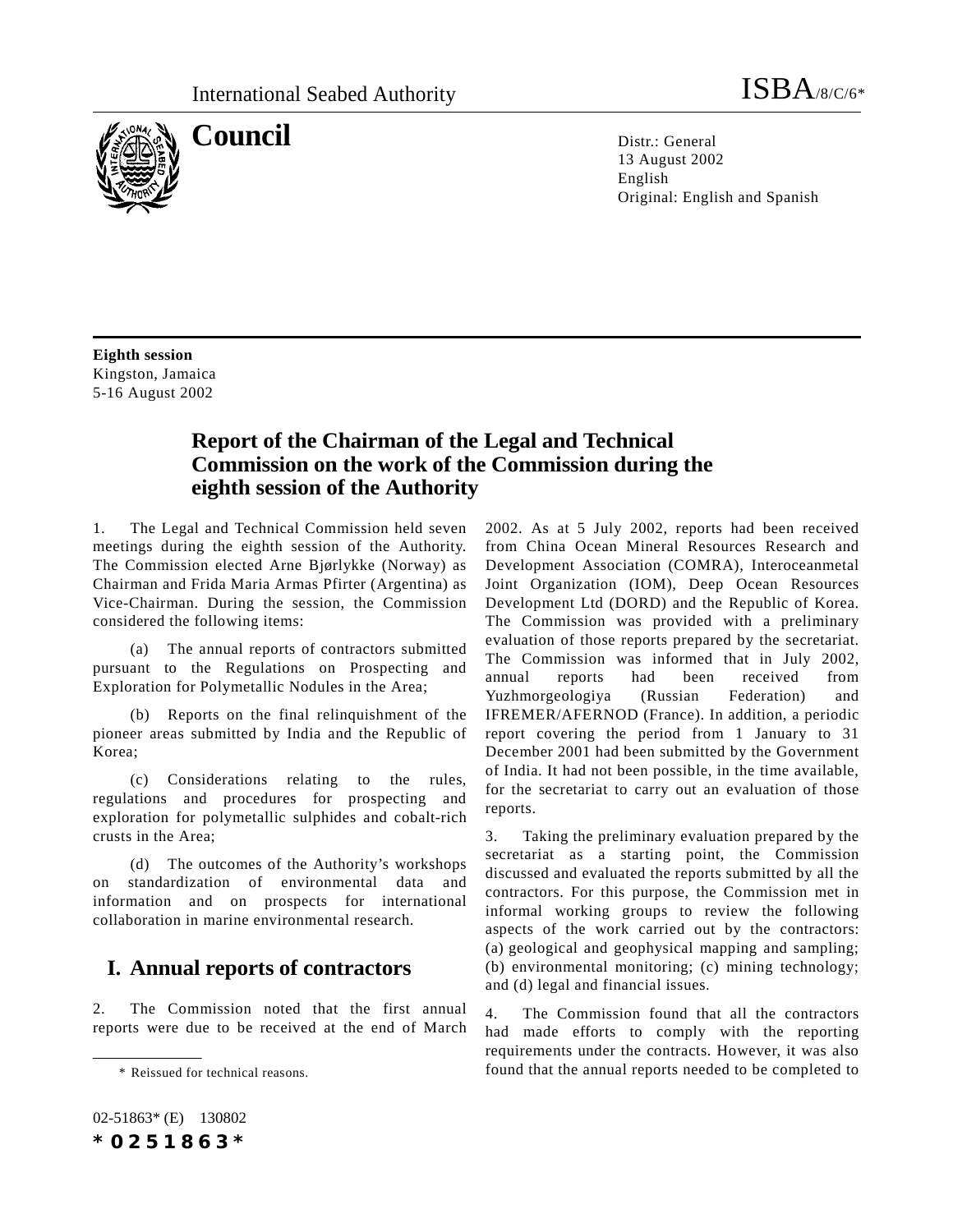International Seabed Authority

ISBA/8/C/6*

# Council

Distr.: General
13 August 2002
English
Original: English and Spanish

**Eighth session**
Kingston, Jamaica
5-16 August 2002

## Report of the Chairman of the Legal and Technical Commission on the work of the Commission during the eighth session of the Authority

1. The Legal and Technical Commission held seven meetings during the eighth session of the Authority. The Commission elected Arne Bjørlykke (Norway) as Chairman and Frida Maria Armas Pfirter (Argentina) as Vice-Chairman. During the session, the Commission considered the following items:

(a) The annual reports of contractors submitted pursuant to the Regulations on Prospecting and Exploration for Polymetallic Nodules in the Area;

(b) Reports on the final relinquishment of the pioneer areas submitted by India and the Republic of Korea;

(c) Considerations relating to the rules, regulations and procedures for prospecting and exploration for polymetallic sulphides and cobalt-rich crusts in the Area;

(d) The outcomes of the Authority's workshops on standardization of environmental data and information and on prospects for international collaboration in marine environmental research.

## I. Annual reports of contractors

2. The Commission noted that the first annual reports were due to be received at the end of March 2002. As at 5 July 2002, reports had been received from China Ocean Mineral Resources Research and Development Association (COMRA), Interoceanmetal Joint Organization (IOM), Deep Ocean Resources Development Ltd (DORD) and the Republic of Korea. The Commission was provided with a preliminary evaluation of those reports prepared by the secretariat. The Commission was informed that in July 2002, annual reports had been received from Yuzhmorgeologiya (Russian Federation) and IFREMER/AFERNOD (France). In addition, a periodic report covering the period from 1 January to 31 December 2001 had been submitted by the Government of India. It had not been possible, in the time available, for the secretariat to carry out an evaluation of those reports.

3. Taking the preliminary evaluation prepared by the secretariat as a starting point, the Commission discussed and evaluated the reports submitted by all the contractors. For this purpose, the Commission met in informal working groups to review the following aspects of the work carried out by the contractors: (a) geological and geophysical mapping and sampling; (b) environmental monitoring; (c) mining technology; and (d) legal and financial issues.

4. The Commission found that all the contractors had made efforts to comply with the reporting requirements under the contracts. However, it was also found that the annual reports needed to be completed to

\* Reissued for technical reasons.

02-51863* (E) 130802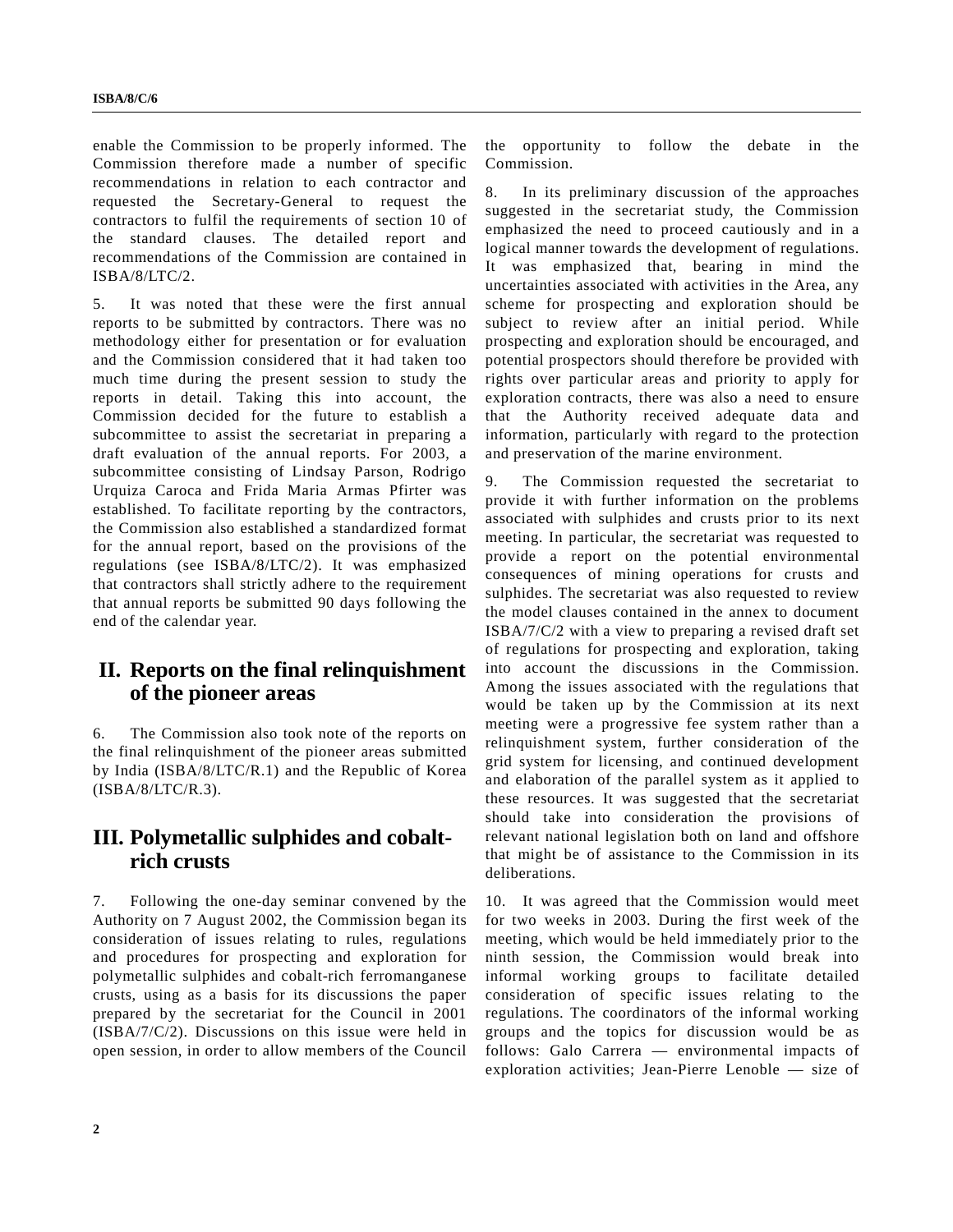enable the Commission to be properly informed. The Commission therefore made a number of specific recommendations in relation to each contractor and requested the Secretary-General to request the contractors to fulfil the requirements of section 10 of the standard clauses. The detailed report and recommendations of the Commission are contained in ISBA/8/LTC/2.

5. It was noted that these were the first annual reports to be submitted by contractors. There was no methodology either for presentation or for evaluation and the Commission considered that it had taken too much time during the present session to study the reports in detail. Taking this into account, the Commission decided for the future to establish a subcommittee to assist the secretariat in preparing a draft evaluation of the annual reports. For 2003, a subcommittee consisting of Lindsay Parson, Rodrigo Urquiza Caroca and Frida Maria Armas Pfirter was established. To facilitate reporting by the contractors, the Commission also established a standardized format for the annual report, based on the provisions of the regulations (see ISBA/8/LTC/2). It was emphasized that contractors shall strictly adhere to the requirement that annual reports be submitted 90 days following the end of the calendar year.

## II. Reports on the final relinquishment of the pioneer areas

6. The Commission also took note of the reports on the final relinquishment of the pioneer areas submitted by India (ISBA/8/LTC/R.1) and the Republic of Korea (ISBA/8/LTC/R.3).

## III. Polymetallic sulphides and cobalt-rich crusts

7. Following the one-day seminar convened by the Authority on 7 August 2002, the Commission began its consideration of issues relating to rules, regulations and procedures for prospecting and exploration for polymetallic sulphides and cobalt-rich ferromanganese crusts, using as a basis for its discussions the paper prepared by the secretariat for the Council in 2001 (ISBA/7/C/2). Discussions on this issue were held in open session, in order to allow members of the Council the opportunity to follow the debate in the Commission.

8. In its preliminary discussion of the approaches suggested in the secretariat study, the Commission emphasized the need to proceed cautiously and in a logical manner towards the development of regulations. It was emphasized that, bearing in mind the uncertainties associated with activities in the Area, any scheme for prospecting and exploration should be subject to review after an initial period. While prospecting and exploration should be encouraged, and potential prospectors should therefore be provided with rights over particular areas and priority to apply for exploration contracts, there was also a need to ensure that the Authority received adequate data and information, particularly with regard to the protection and preservation of the marine environment.

9. The Commission requested the secretariat to provide it with further information on the problems associated with sulphides and crusts prior to its next meeting. In particular, the secretariat was requested to provide a report on the potential environmental consequences of mining operations for crusts and sulphides. The secretariat was also requested to review the model clauses contained in the annex to document ISBA/7/C/2 with a view to preparing a revised draft set of regulations for prospecting and exploration, taking into account the discussions in the Commission. Among the issues associated with the regulations that would be taken up by the Commission at its next meeting were a progressive fee system rather than a relinquishment system, further consideration of the grid system for licensing, and continued development and elaboration of the parallel system as it applied to these resources. It was suggested that the secretariat should take into consideration the provisions of relevant national legislation both on land and offshore that might be of assistance to the Commission in its deliberations.

10. It was agreed that the Commission would meet for two weeks in 2003. During the first week of the meeting, which would be held immediately prior to the ninth session, the Commission would break into informal working groups to facilitate detailed consideration of specific issues relating to the regulations. The coordinators of the informal working groups and the topics for discussion would be as follows: Galo Carrera — environmental impacts of exploration activities; Jean-Pierre Lenoble — size of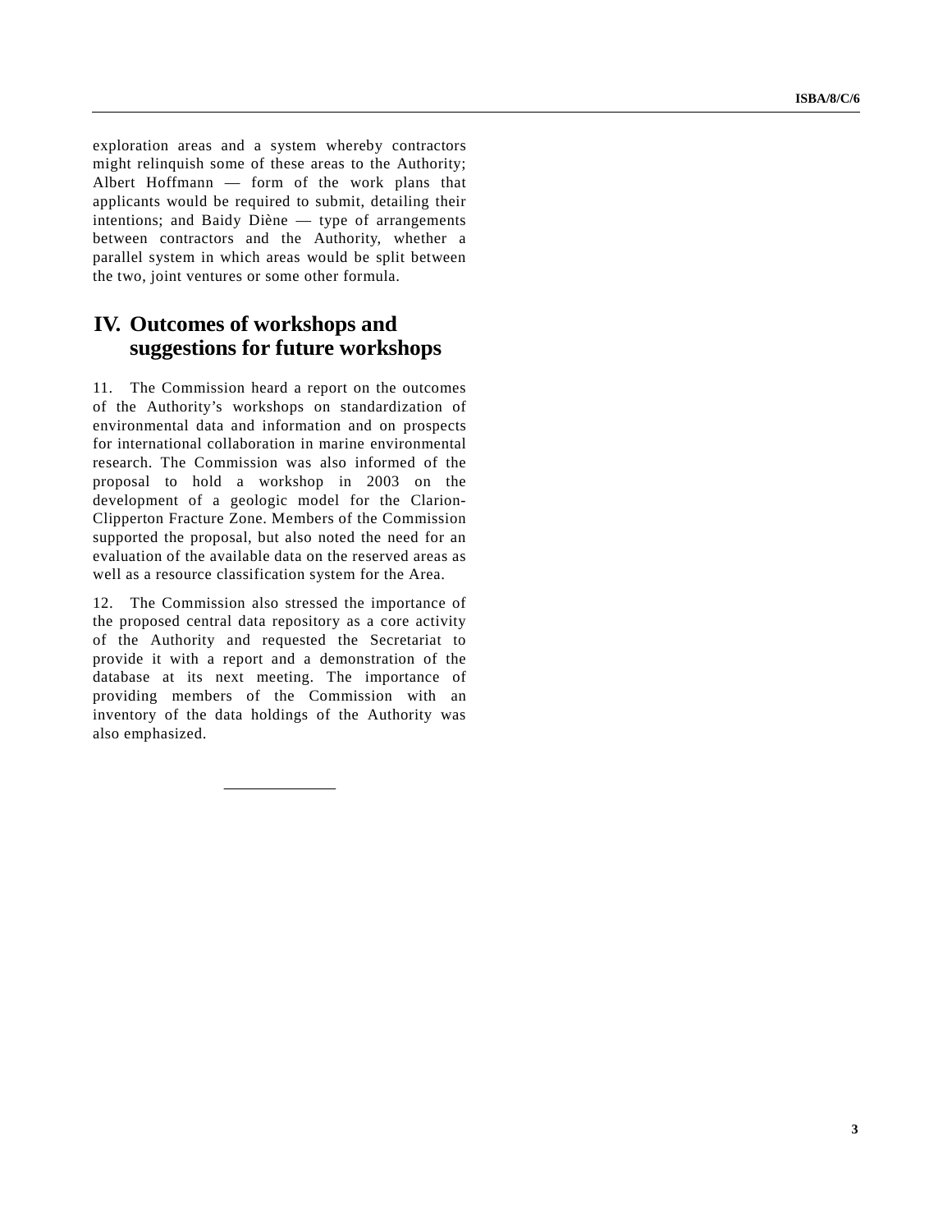exploration areas and a system whereby contractors might relinquish some of these areas to the Authority; Albert Hoffmann — form of the work plans that applicants would be required to submit, detailing their intentions; and Baidy Diène — type of arrangements between contractors and the Authority, whether a parallel system in which areas would be split between the two, joint ventures or some other formula.

## IV. Outcomes of workshops and suggestions for future workshops

11. The Commission heard a report on the outcomes of the Authority's workshops on standardization of environmental data and information and on prospects for international collaboration in marine environmental research. The Commission was also informed of the proposal to hold a workshop in 2003 on the development of a geologic model for the Clarion-Clipperton Fracture Zone. Members of the Commission supported the proposal, but also noted the need for an evaluation of the available data on the reserved areas as well as a resource classification system for the Area.

12. The Commission also stressed the importance of the proposed central data repository as a core activity of the Authority and requested the Secretariat to provide it with a report and a demonstration of the database at its next meeting. The importance of providing members of the Commission with an inventory of the data holdings of the Authority was also emphasized.